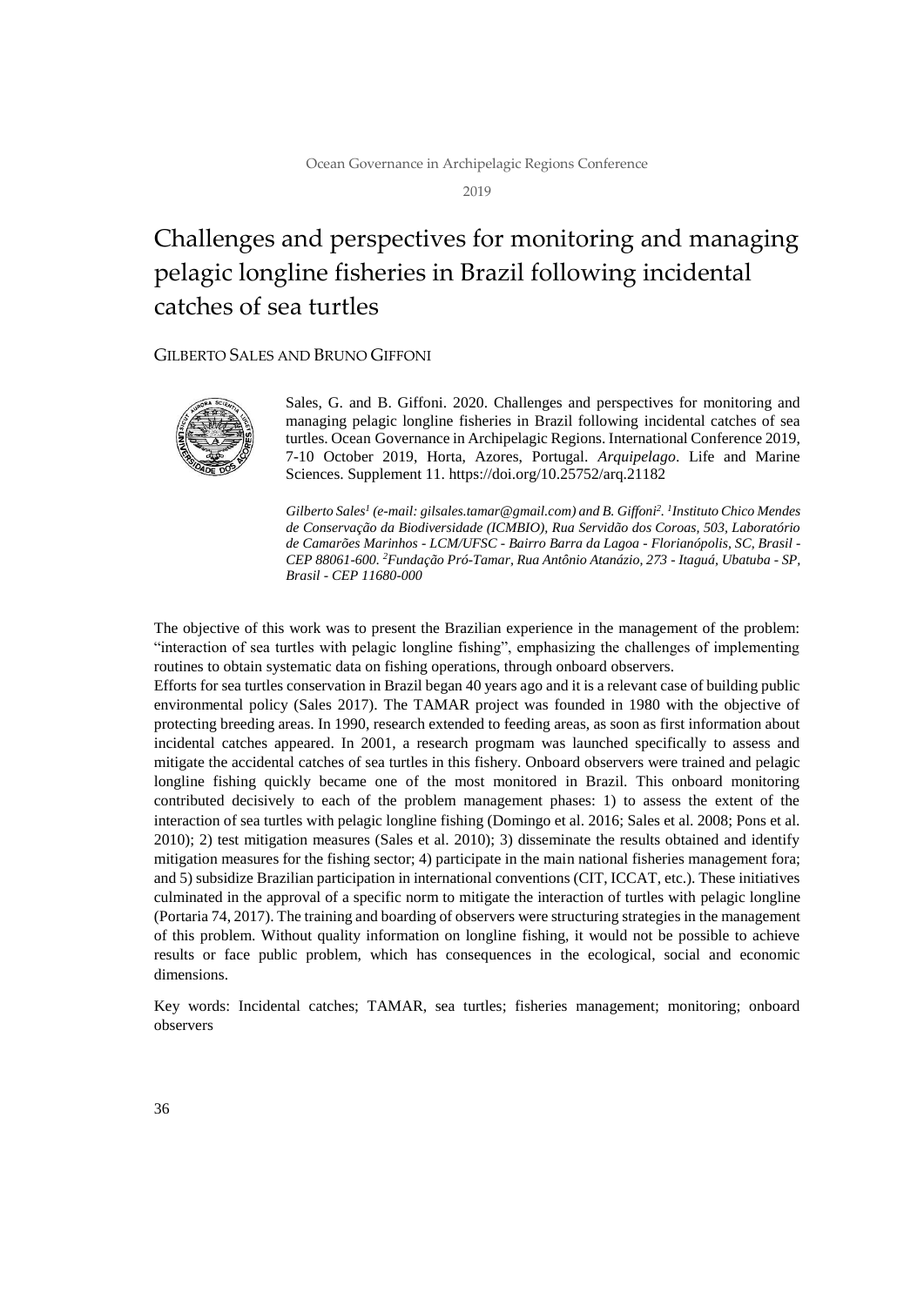# Challenges and perspectives for monitoring and managing pelagic longline fisheries in Brazil following incidental catches of sea turtles

GILBERTO SALES AND BRUNO GIFFONI

Sales, G. and B. Giffoni. 2020. Challenges and perspectives for monitoring and managing pelagic longline fisheries in Brazil following incidental catches of sea turtles. Ocean Governance in Archipelagic Regions. International Conference 2019, 7-10 October 2019, Horta, Azores, Portugal. *Arquipelago*. Life and Marine Sciences. Supplement 11. https://doi.org/10.25752/arq.21182

*Gilberto Sales[1] (e-mail: gilsales.tamar@gmail.com) and B. Giffoni[2]. [1]Instituto Chico Mendes de Conservação da Biodiversidade (ICMBIO), Rua Servidão dos Coroas, 503, Laboratório de Camarões Marinhos - LCM/UFSC - Bairro Barra da Lagoa - Florianópolis, SC, Brasil - CEP 88061-600. [2]Fundação Pró-Tamar, Rua Antônio Atanázio, 273 - Itaguá, Ubatuba - SP, Brasil - CEP 11680-000*

The objective of this work was to present the Brazilian experience in the management of the problem: "interaction of sea turtles with pelagic longline fishing", emphasizing the challenges of implementing routines to obtain systematic data on fishing operations, through onboard observers.

Efforts for sea turtles conservation in Brazil began 40 years ago and it is a relevant case of building public environmental policy (Sales 2017). The TAMAR project was founded in 1980 with the objective of protecting breeding areas. In 1990, research extended to feeding areas, as soon as first information about incidental catches appeared. In 2001, a research progmam was launched specifically to assess and mitigate the accidental catches of sea turtles in this fishery. Onboard observers were trained and pelagic longline fishing quickly became one of the most monitored in Brazil. This onboard monitoring contributed decisively to each of the problem management phases: 1) to assess the extent of the interaction of sea turtles with pelagic longline fishing (Domingo et al. 2016; Sales et al. 2008; Pons et al. 2010); 2) test mitigation measures (Sales et al. 2010); 3) disseminate the results obtained and identify mitigation measures for the fishing sector; 4) participate in the main national fisheries management fora; and 5) subsidize Brazilian participation in international conventions (CIT, ICCAT, etc.). These initiatives culminated in the approval of a specific norm to mitigate the interaction of turtles with pelagic longline (Portaria 74, 2017). The training and boarding of observers were structuring strategies in the management of this problem. Without quality information on longline fishing, it would not be possible to achieve results or face public problem, which has consequences in the ecological, social and economic dimensions.

Key words: Incidental catches; TAMAR, sea turtles; fisheries management; monitoring; onboard observers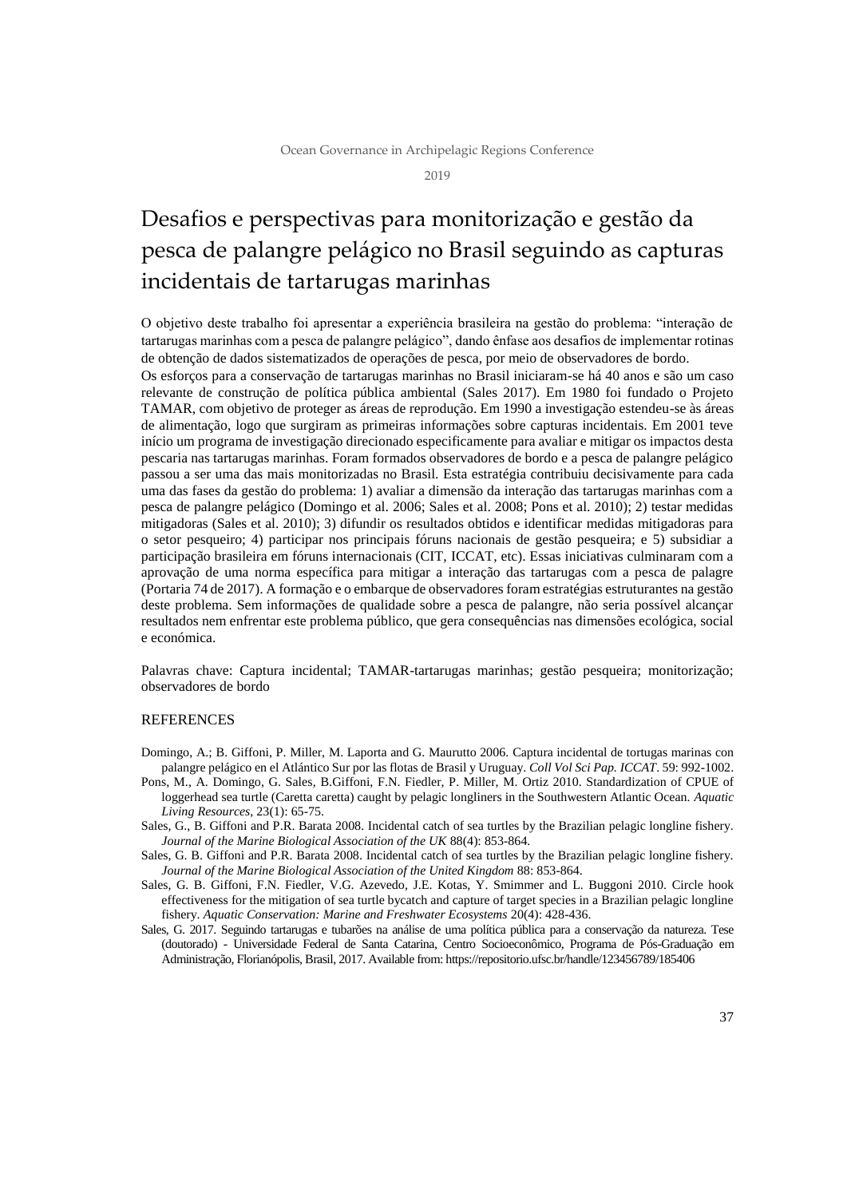# Desafios e perspectivas para monitorização e gestão da pesca de palangre pelágico no Brasil seguindo as capturas incidentais de tartarugas marinhas

O objetivo deste trabalho foi apresentar a experiência brasileira na gestão do problema: "interação de tartarugas marinhas com a pesca de palangre pelágico", dando ênfase aos desafios de implementar rotinas de obtenção de dados sistematizados de operações de pesca, por meio de observadores de bordo.

Os esforços para a conservação de tartarugas marinhas no Brasil iniciaram-se há 40 anos e são um caso relevante de construção de política pública ambiental (Sales 2017). Em 1980 foi fundado o Projeto TAMAR, com objetivo de proteger as áreas de reprodução. Em 1990 a investigação estendeu-se às áreas de alimentação, logo que surgiram as primeiras informações sobre capturas incidentais. Em 2001 teve início um programa de investigação direcionado especificamente para avaliar e mitigar os impactos desta pescaria nas tartarugas marinhas. Foram formados observadores de bordo e a pesca de palangre pelágico passou a ser uma das mais monitorizadas no Brasil. Esta estratégia contribuiu decisivamente para cada uma das fases da gestão do problema: 1) avaliar a dimensão da interação das tartarugas marinhas com a pesca de palangre pelágico (Domingo et al. 2006; Sales et al. 2008; Pons et al. 2010); 2) testar medidas mitigadoras (Sales et al. 2010); 3) difundir os resultados obtidos e identificar medidas mitigadoras para o setor pesqueiro; 4) participar nos principais fóruns nacionais de gestão pesqueira; e 5) subsidiar a participação brasileira em fóruns internacionais (CIT, ICCAT, etc). Essas iniciativas culminaram com a aprovação de uma norma específica para mitigar a interação das tartarugas com a pesca de palagre (Portaria 74 de 2017). A formação e o embarque de observadores foram estratégias estruturantes na gestão deste problema. Sem informações de qualidade sobre a pesca de palangre, não seria possível alcançar resultados nem enfrentar este problema público, que gera consequências nas dimensões ecológica, social e económica.

Palavras chave: Captura incidental; TAMAR-tartarugas marinhas; gestão pesqueira; monitorização; observadores de bordo

## REFERENCES

Domingo, A.; B. Giffoni, P. Miller, M. Laporta and G. Maurutto 2006. Captura incidental de tortugas marinas con palangre pelágico en el Atlántico Sur por las flotas de Brasil y Uruguay. *Coll Vol Sci Pap. ICCAT*. 59: 992-1002.

Pons, M., A. Domingo, G. Sales, B.Giffoni, F.N. Fiedler, P. Miller, M. Ortiz 2010. Standardization of CPUE of loggerhead sea turtle (Caretta caretta) caught by pelagic longliners in the Southwestern Atlantic Ocean. *Aquatic Living Resources*, 23(1): 65-75.

Sales, G., B. Giffoni and P.R. Barata 2008. Incidental catch of sea turtles by the Brazilian pelagic longline fishery. *Journal of the Marine Biological Association of the UK* 88(4): 853-864.

Sales, G. B. Giffoni and P.R. Barata 2008. Incidental catch of sea turtles by the Brazilian pelagic longline fishery. *Journal of the Marine Biological Association of the United Kingdom* 88: 853-864.

Sales, G. B. Giffoni, F.N. Fiedler, V.G. Azevedo, J.E. Kotas, Y. Smimmer and L. Buggoni 2010. Circle hook effectiveness for the mitigation of sea turtle bycatch and capture of target species in a Brazilian pelagic longline fishery. *Aquatic Conservation: Marine and Freshwater Ecosystems* 20(4): 428-436.

Sales, G. 2017. Seguindo tartarugas e tubarões na análise de uma política pública para a conservação da natureza. Tese (doutorado) - Universidade Federal de Santa Catarina, Centro Socioeconômico, Programa de Pós-Graduação em Administração, Florianópolis, Brasil, 2017. Available from: https://repositorio.ufsc.br/handle/123456789/185406